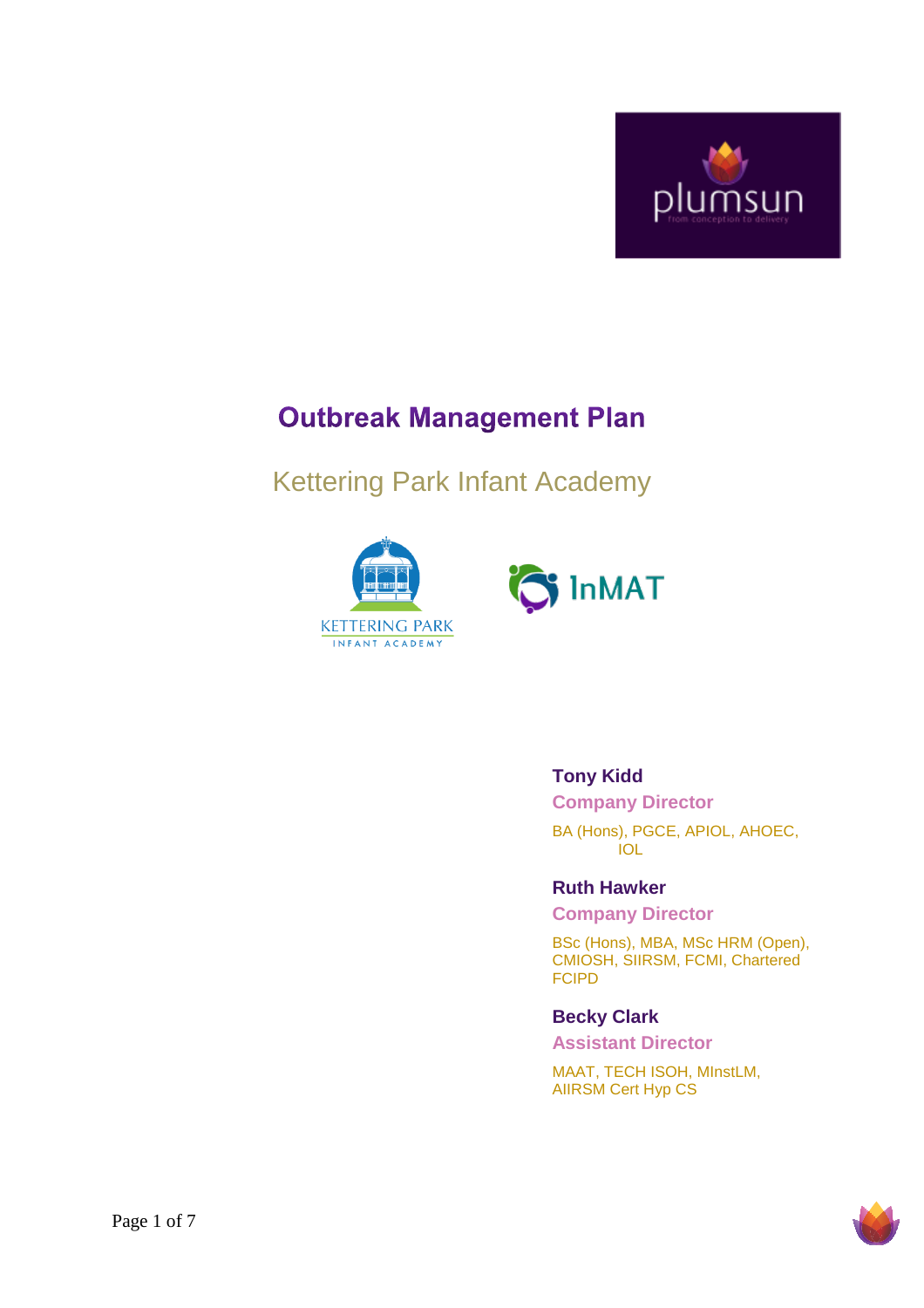# Outbreak Management Plan

## Kettering Park Infant Academy

**Tony Kidd**

**Company Director**

BA (Hons), PGCE, APIOL, AHOEC, IOL

**Ruth Hawker**

**Company Director**

BSc (Hons), MBA, MSc HRM (Open), CMIOSH, SIIRSM, FCMI, Chartered FCIPD

**Becky Clark**

**Assistant Director**

MAAT, TECH ISOH, MInstLM, AIIRSM Cert Hyp CS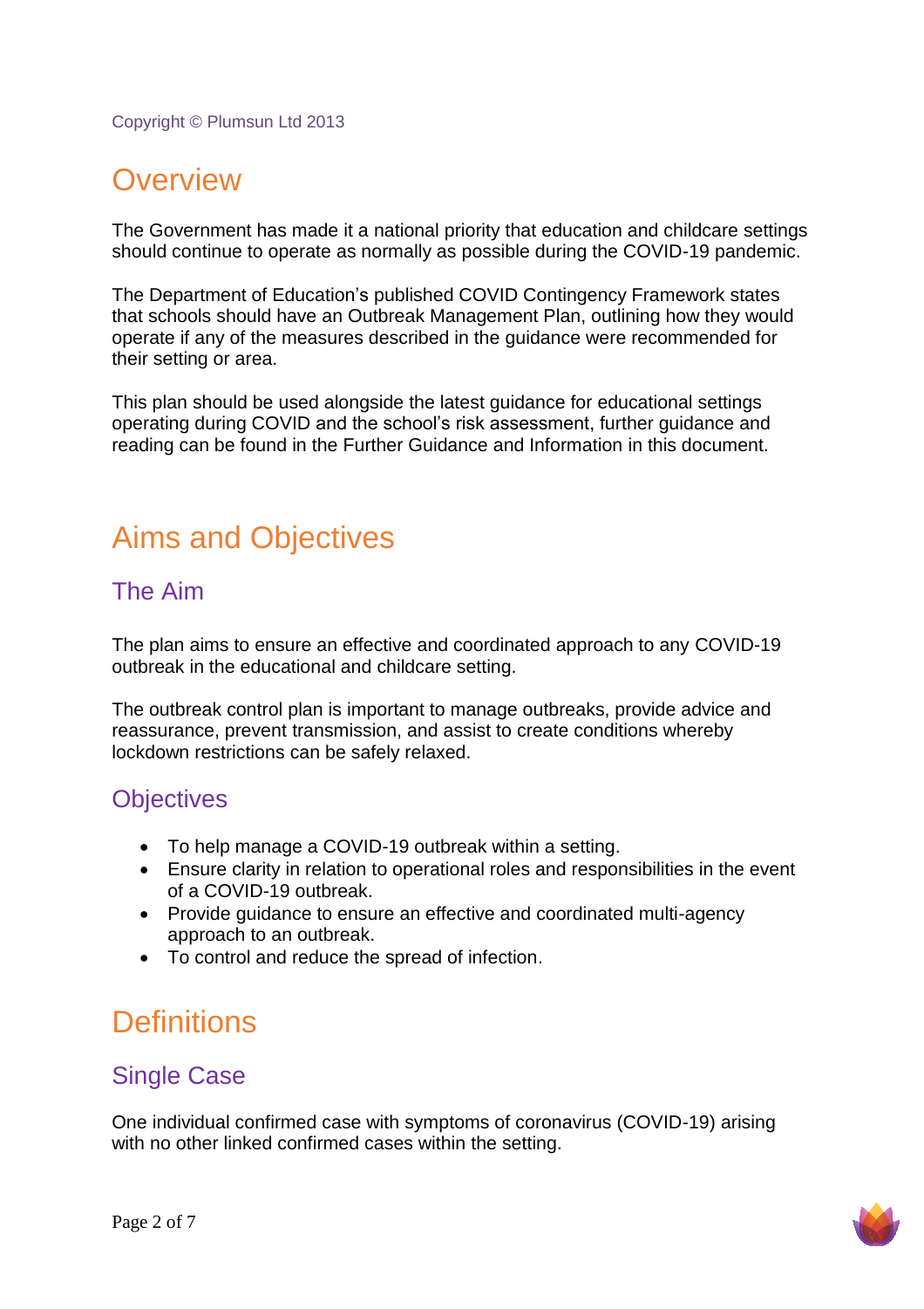Copyright © Plumsun Ltd 2013

# Overview

The Government has made it a national priority that education and childcare settings should continue to operate as normally as possible during the COVID-19 pandemic.

The Department of Education's published COVID Contingency Framework states that schools should have an Outbreak Management Plan, outlining how they would operate if any of the measures described in the guidance were recommended for their setting or area.

This plan should be used alongside the latest guidance for educational settings operating during COVID and the school's risk assessment, further guidance and reading can be found in the Further Guidance and Information in this document.

# Aims and Objectives

## The Aim

The plan aims to ensure an effective and coordinated approach to any COVID-19 outbreak in the educational and childcare setting.

The outbreak control plan is important to manage outbreaks, provide advice and reassurance, prevent transmission, and assist to create conditions whereby lockdown restrictions can be safely relaxed.

## Objectives

- To help manage a COVID-19 outbreak within a setting.
- Ensure clarity in relation to operational roles and responsibilities in the event of a COVID-19 outbreak.
- Provide guidance to ensure an effective and coordinated multi-agency approach to an outbreak.
- To control and reduce the spread of infection.

# Definitions

## Single Case

One individual confirmed case with symptoms of coronavirus (COVID-19) arising with no other linked confirmed cases within the setting.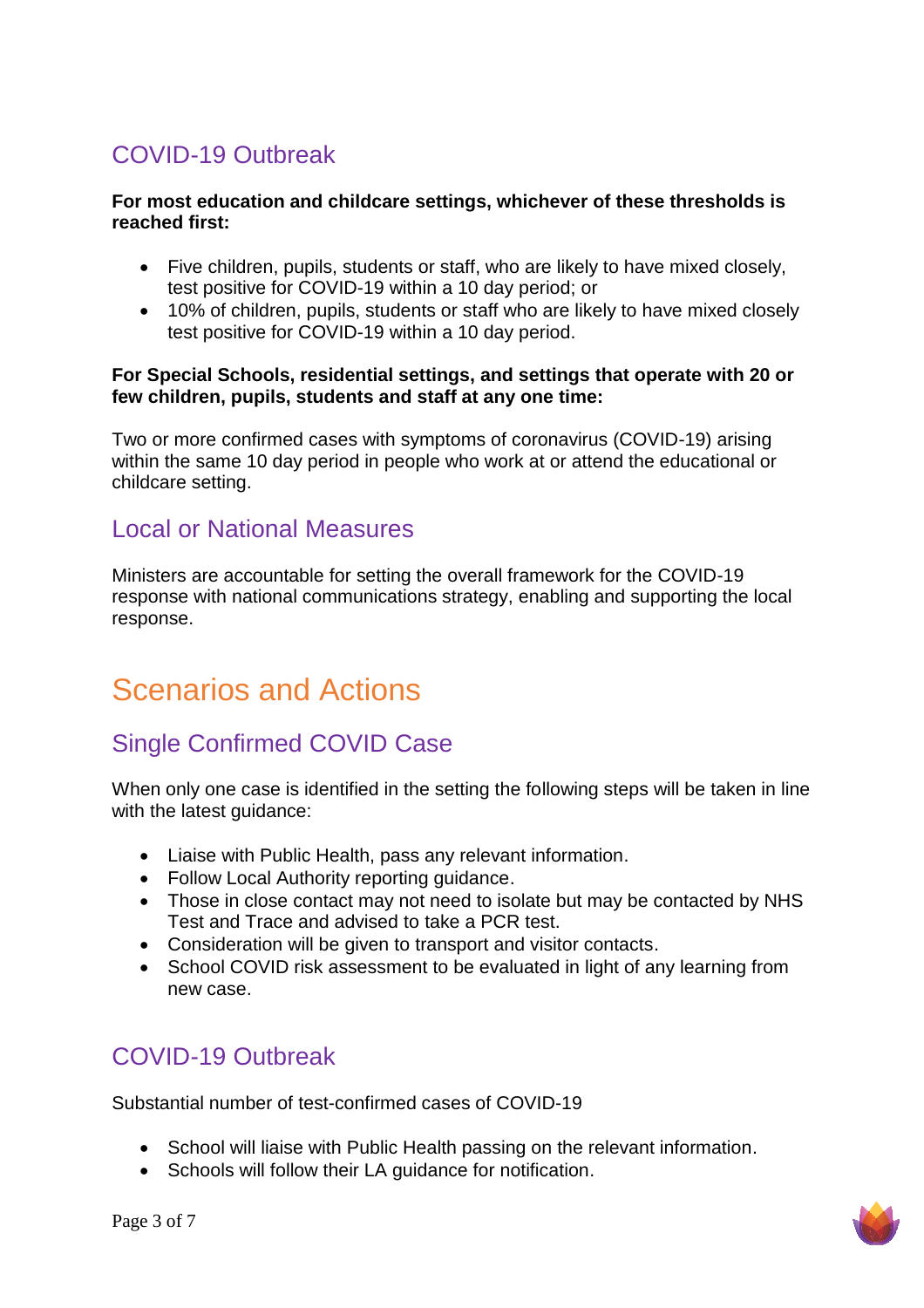## COVID-19 Outbreak

**For most education and childcare settings, whichever of these thresholds is reached first:**

- Five children, pupils, students or staff, who are likely to have mixed closely, test positive for COVID-19 within a 10 day period; or
- 10% of children, pupils, students or staff who are likely to have mixed closely test positive for COVID-19 within a 10 day period.

**For Special Schools, residential settings, and settings that operate with 20 or few children, pupils, students and staff at any one time:**

Two or more confirmed cases with symptoms of coronavirus (COVID-19) arising within the same 10 day period in people who work at or attend the educational or childcare setting.

## Local or National Measures

Ministers are accountable for setting the overall framework for the COVID-19 response with national communications strategy, enabling and supporting the local response.

# Scenarios and Actions

## Single Confirmed COVID Case

When only one case is identified in the setting the following steps will be taken in line with the latest guidance:

- Liaise with Public Health, pass any relevant information.
- Follow Local Authority reporting guidance.
- Those in close contact may not need to isolate but may be contacted by NHS Test and Trace and advised to take a PCR test.
- Consideration will be given to transport and visitor contacts.
- School COVID risk assessment to be evaluated in light of any learning from new case.

## COVID-19 Outbreak

Substantial number of test-confirmed cases of COVID-19

- School will liaise with Public Health passing on the relevant information.
- Schools will follow their LA guidance for notification.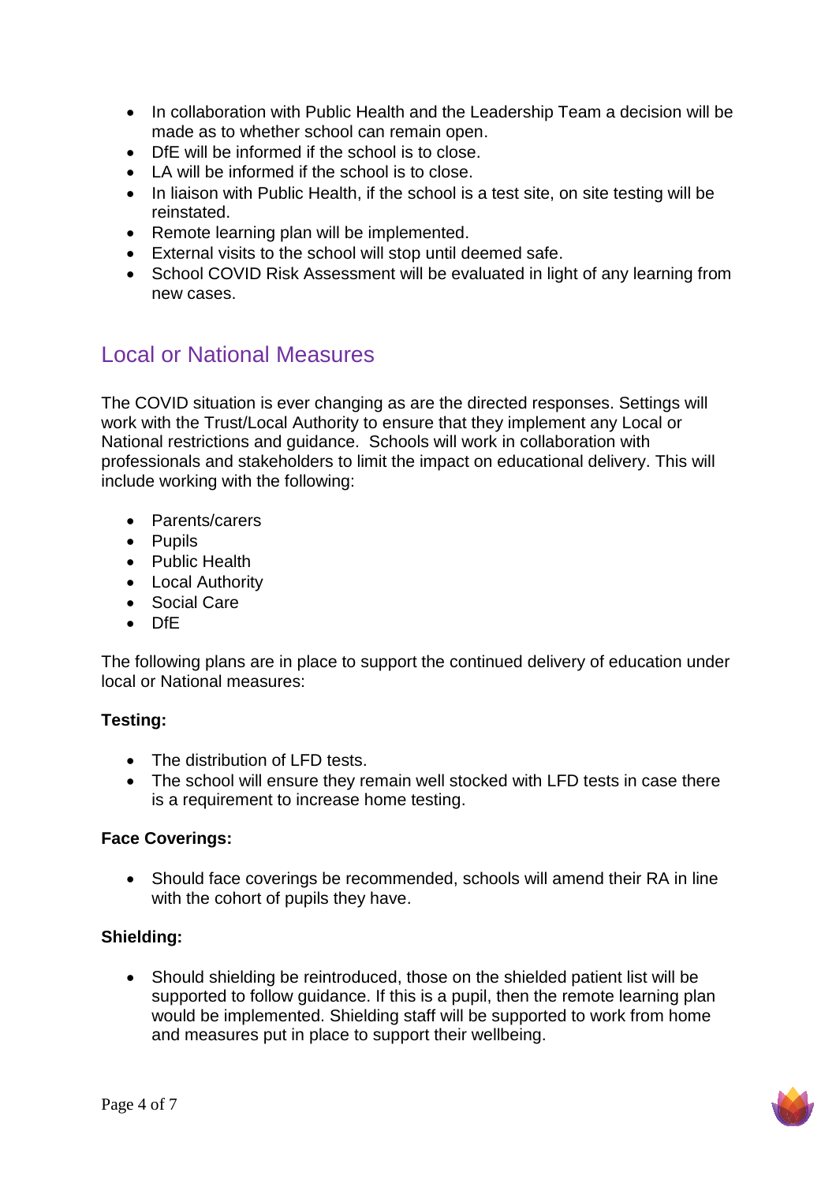- In collaboration with Public Health and the Leadership Team a decision will be made as to whether school can remain open.
- DfE will be informed if the school is to close.
- LA will be informed if the school is to close.
- In liaison with Public Health, if the school is a test site, on site testing will be reinstated.
- Remote learning plan will be implemented.
- External visits to the school will stop until deemed safe.
- School COVID Risk Assessment will be evaluated in light of any learning from new cases.

## Local or National Measures

The COVID situation is ever changing as are the directed responses. Settings will work with the Trust/Local Authority to ensure that they implement any Local or National restrictions and guidance. Schools will work in collaboration with professionals and stakeholders to limit the impact on educational delivery. This will include working with the following:

- Parents/carers
- Pupils
- Public Health
- Local Authority
- Social Care
- DfE

The following plans are in place to support the continued delivery of education under local or National measures:

**Testing:**

- The distribution of LFD tests.
- The school will ensure they remain well stocked with LFD tests in case there is a requirement to increase home testing.

**Face Coverings:**

- Should face coverings be recommended, schools will amend their RA in line with the cohort of pupils they have.

**Shielding:**

- Should shielding be reintroduced, those on the shielded patient list will be supported to follow guidance. If this is a pupil, then the remote learning plan would be implemented. Shielding staff will be supported to work from home and measures put in place to support their wellbeing.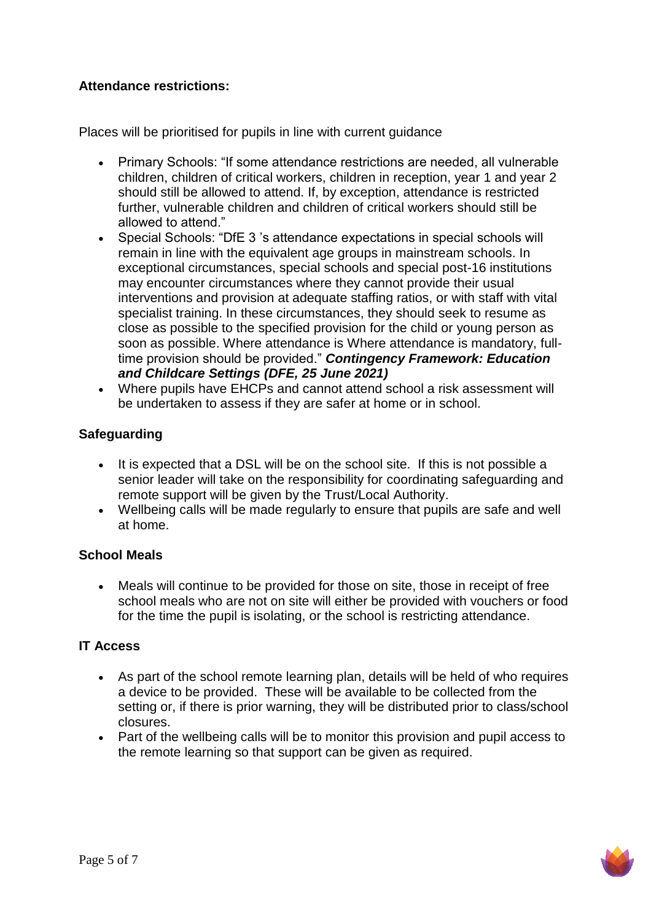**Attendance restrictions:**

Places will be prioritised for pupils in line with current guidance

- Primary Schools: "If some attendance restrictions are needed, all vulnerable children, children of critical workers, children in reception, year 1 and year 2 should still be allowed to attend. If, by exception, attendance is restricted further, vulnerable children and children of critical workers should still be allowed to attend."
- Special Schools: "DfE 3 's attendance expectations in special schools will remain in line with the equivalent age groups in mainstream schools. In exceptional circumstances, special schools and special post-16 institutions may encounter circumstances where they cannot provide their usual interventions and provision at adequate staffing ratios, or with staff with vital specialist training. In these circumstances, they should seek to resume as close as possible to the specified provision for the child or young person as soon as possible. Where attendance is Where attendance is mandatory, full-time provision should be provided." ***Contingency Framework: Education and Childcare Settings (DFE, 25 June 2021)***
- Where pupils have EHCPs and cannot attend school a risk assessment will be undertaken to assess if they are safer at home or in school.

**Safeguarding**

- It is expected that a DSL will be on the school site. If this is not possible a senior leader will take on the responsibility for coordinating safeguarding and remote support will be given by the Trust/Local Authority.
- Wellbeing calls will be made regularly to ensure that pupils are safe and well at home.

**School Meals**

- Meals will continue to be provided for those on site, those in receipt of free school meals who are not on site will either be provided with vouchers or food for the time the pupil is isolating, or the school is restricting attendance.

**IT Access**

- As part of the school remote learning plan, details will be held of who requires a device to be provided. These will be available to be collected from the setting or, if there is prior warning, they will be distributed prior to class/school closures.
- Part of the wellbeing calls will be to monitor this provision and pupil access to the remote learning so that support can be given as required.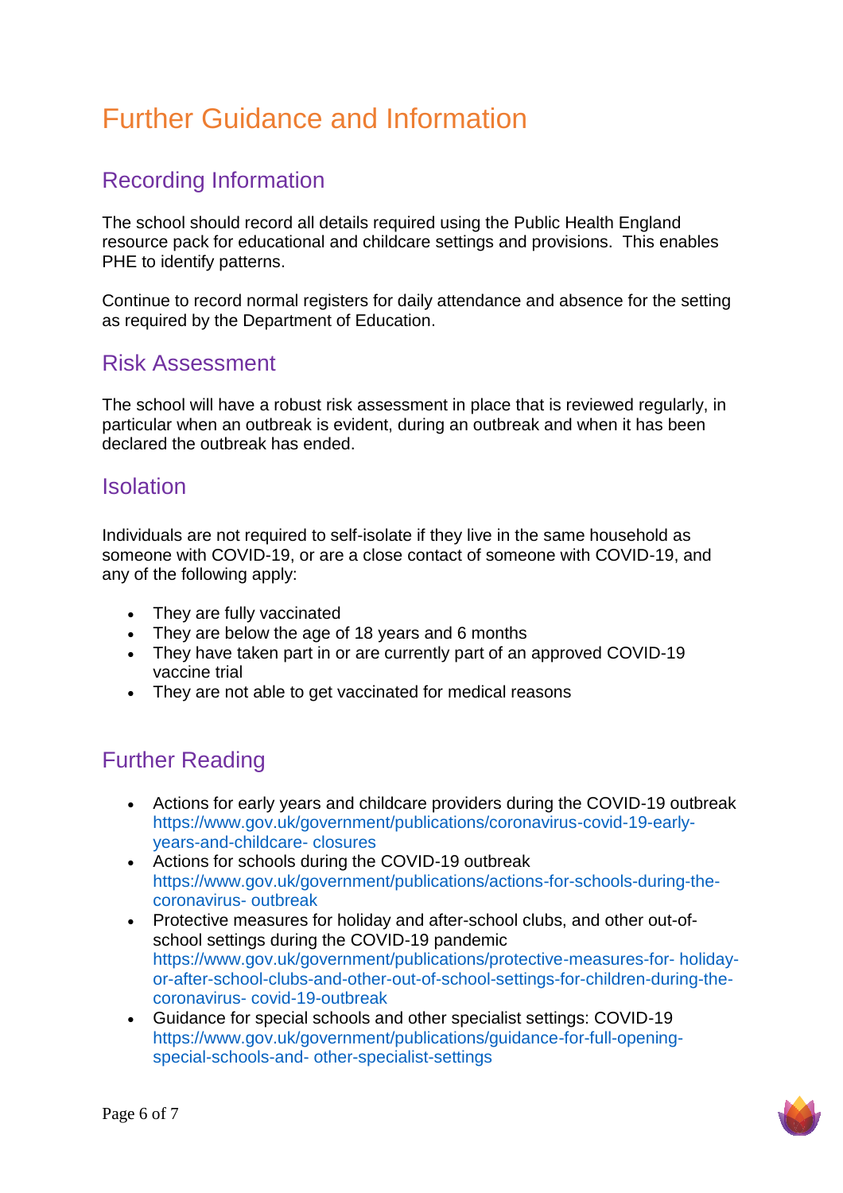# Further Guidance and Information

## Recording Information

The school should record all details required using the Public Health England resource pack for educational and childcare settings and provisions. This enables PHE to identify patterns.

Continue to record normal registers for daily attendance and absence for the setting as required by the Department of Education.

## Risk Assessment

The school will have a robust risk assessment in place that is reviewed regularly, in particular when an outbreak is evident, during an outbreak and when it has been declared the outbreak has ended.

## Isolation

Individuals are not required to self-isolate if they live in the same household as someone with COVID-19, or are a close contact of someone with COVID-19, and any of the following apply:

- They are fully vaccinated
- They are below the age of 18 years and 6 months
- They have taken part in or are currently part of an approved COVID-19 vaccine trial
- They are not able to get vaccinated for medical reasons

## Further Reading

- Actions for early years and childcare providers during the COVID-19 outbreak https://www.gov.uk/government/publications/coronavirus-covid-19-early-years-and-childcare- closures
- Actions for schools during the COVID-19 outbreak https://www.gov.uk/government/publications/actions-for-schools-during-the-coronavirus- outbreak
- Protective measures for holiday and after-school clubs, and other out-of-school settings during the COVID-19 pandemic https://www.gov.uk/government/publications/protective-measures-for- holiday-or-after-school-clubs-and-other-out-of-school-settings-for-children-during-the-coronavirus- covid-19-outbreak
- Guidance for special schools and other specialist settings: COVID-19 https://www.gov.uk/government/publications/guidance-for-full-opening-special-schools-and- other-specialist-settings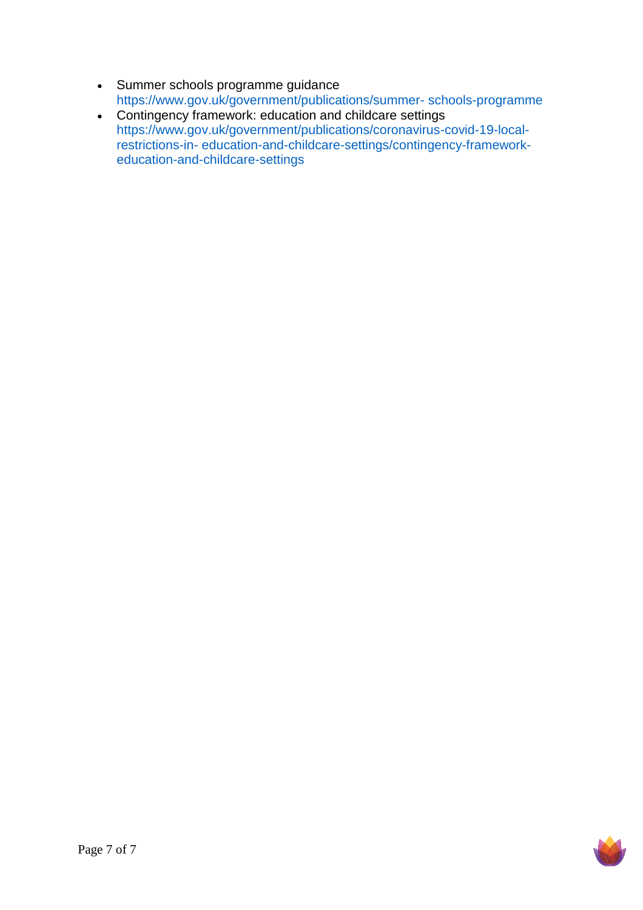- Summer schools programme guidance
  https://www.gov.uk/government/publications/summer- schools-programme
- Contingency framework: education and childcare settings
  https://www.gov.uk/government/publications/coronavirus-covid-19-local-restrictions-in- education-and-childcare-settings/contingency-framework-education-and-childcare-settings